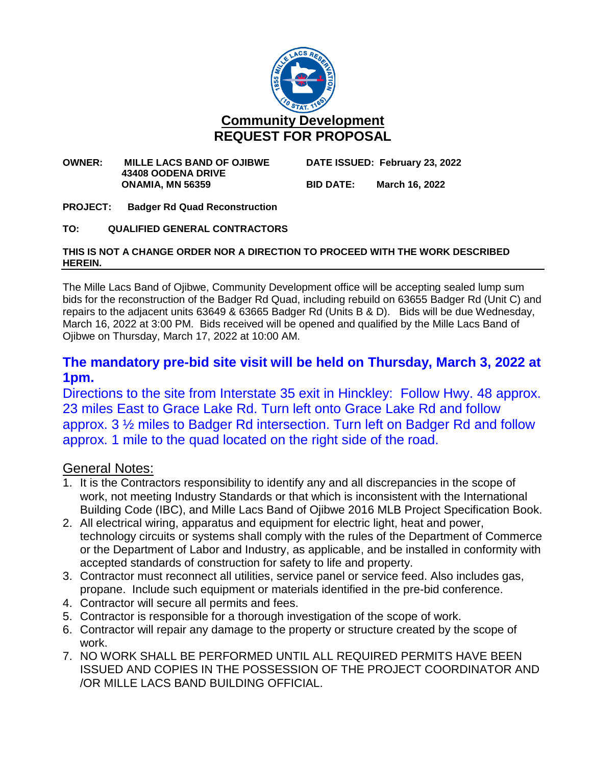# Community Development

# REQUEST FOR PROPOSAL

**OWNER:** **MILLE LACS BAND OF OJIBWE**
**43408 OODENA DRIVE**
**ONAMIA, MN 56359**

**DATE ISSUED: February 23, 2022**

**BID DATE: March 16, 2022**

**PROJECT: Badger Rd Quad Reconstruction**

**TO: QUALIFIED GENERAL CONTRACTORS**

**THIS IS NOT A CHANGE ORDER NOR A DIRECTION TO PROCEED WITH THE WORK DESCRIBED HEREIN.**

---

The Mille Lacs Band of Ojibwe, Community Development office will be accepting sealed lump sum bids for the reconstruction of the Badger Rd Quad, including rebuild on 63655 Badger Rd (Unit C) and repairs to the adjacent units 63649 & 63665 Badger Rd (Units B & D). Bids will be due Wednesday, March 16, 2022 at 3:00 PM. Bids received will be opened and qualified by the Mille Lacs Band of Ojibwe on Thursday, March 17, 2022 at 10:00 AM.

**The mandatory pre-bid site visit will be held on Thursday, March 3, 2022 at 1pm.**

Directions to the site from Interstate 35 exit in Hinckley: Follow Hwy. 48 approx. 23 miles East to Grace Lake Rd. Turn left onto Grace Lake Rd and follow approx. 3 ½ miles to Badger Rd intersection. Turn left on Badger Rd and follow approx. 1 mile to the quad located on the right side of the road.

## General Notes:

1. It is the Contractors responsibility to identify any and all discrepancies in the scope of work, not meeting Industry Standards or that which is inconsistent with the International Building Code (IBC), and Mille Lacs Band of Ojibwe 2016 MLB Project Specification Book.
2. All electrical wiring, apparatus and equipment for electric light, heat and power, technology circuits or systems shall comply with the rules of the Department of Commerce or the Department of Labor and Industry, as applicable, and be installed in conformity with accepted standards of construction for safety to life and property.
3. Contractor must reconnect all utilities, service panel or service feed. Also includes gas, propane. Include such equipment or materials identified in the pre-bid conference.
4. Contractor will secure all permits and fees.
5. Contractor is responsible for a thorough investigation of the scope of work.
6. Contractor will repair any damage to the property or structure created by the scope of work.
7. NO WORK SHALL BE PERFORMED UNTIL ALL REQUIRED PERMITS HAVE BEEN ISSUED AND COPIES IN THE POSSESSION OF THE PROJECT COORDINATOR AND /OR MILLE LACS BAND BUILDING OFFICIAL.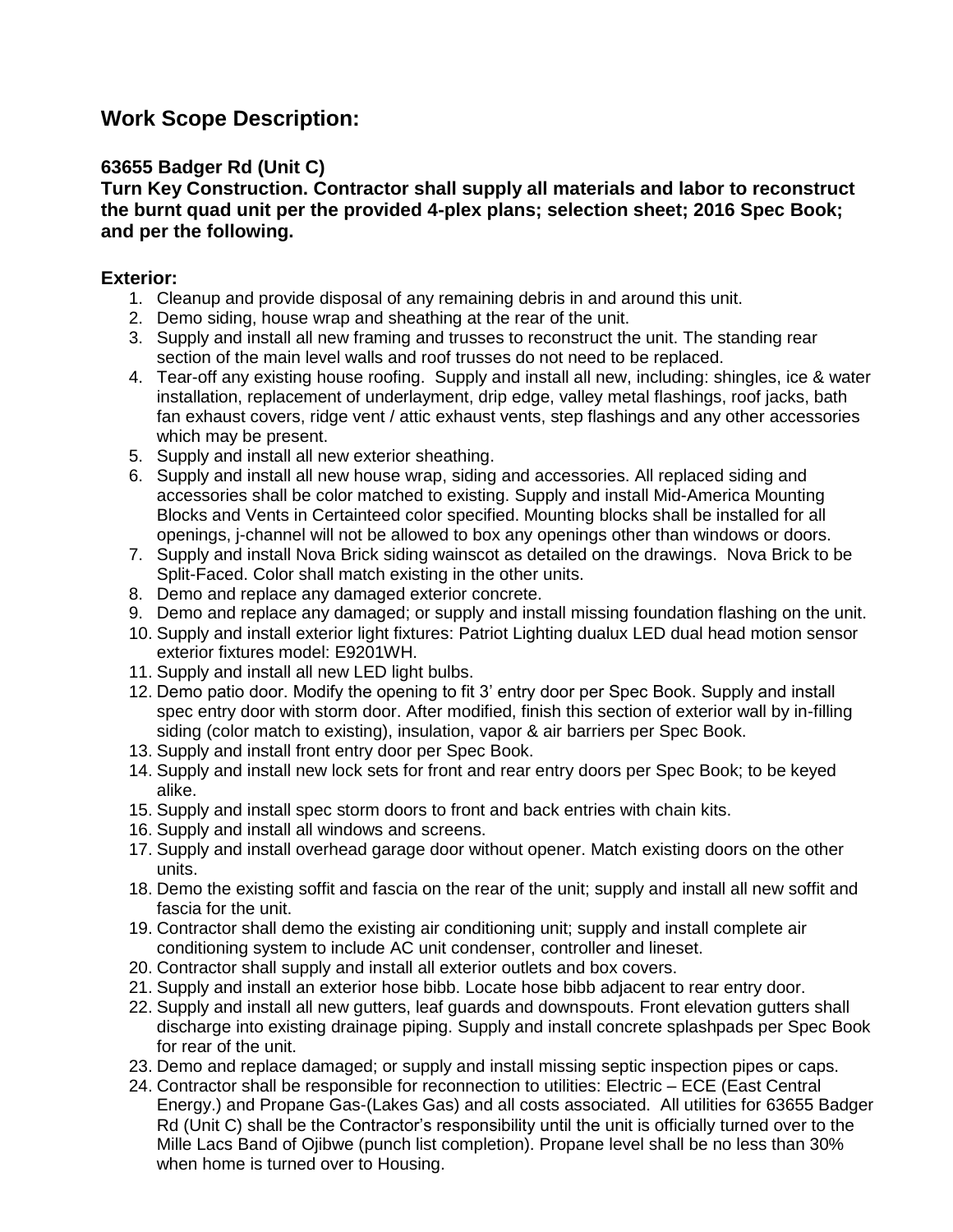## Work Scope Description:

**63655 Badger Rd (Unit C)**
**Turn Key Construction. Contractor shall supply all materials and labor to reconstruct the burnt quad unit per the provided 4-plex plans; selection sheet; 2016 Spec Book; and per the following.**

### Exterior:

1. Cleanup and provide disposal of any remaining debris in and around this unit.
2. Demo siding, house wrap and sheathing at the rear of the unit.
3. Supply and install all new framing and trusses to reconstruct the unit. The standing rear section of the main level walls and roof trusses do not need to be replaced.
4. Tear-off any existing house roofing. Supply and install all new, including: shingles, ice & water installation, replacement of underlayment, drip edge, valley metal flashings, roof jacks, bath fan exhaust covers, ridge vent / attic exhaust vents, step flashings and any other accessories which may be present.
5. Supply and install all new exterior sheathing.
6. Supply and install all new house wrap, siding and accessories. All replaced siding and accessories shall be color matched to existing. Supply and install Mid-America Mounting Blocks and Vents in Certainteed color specified. Mounting blocks shall be installed for all openings, j-channel will not be allowed to box any openings other than windows or doors.
7. Supply and install Nova Brick siding wainscot as detailed on the drawings. Nova Brick to be Split-Faced. Color shall match existing in the other units.
8. Demo and replace any damaged exterior concrete.
9. Demo and replace any damaged; or supply and install missing foundation flashing on the unit.
10. Supply and install exterior light fixtures: Patriot Lighting dualux LED dual head motion sensor exterior fixtures model: E9201WH.
11. Supply and install all new LED light bulbs.
12. Demo patio door. Modify the opening to fit 3' entry door per Spec Book. Supply and install spec entry door with storm door. After modified, finish this section of exterior wall by in-filling siding (color match to existing), insulation, vapor & air barriers per Spec Book.
13. Supply and install front entry door per Spec Book.
14. Supply and install new lock sets for front and rear entry doors per Spec Book; to be keyed alike.
15. Supply and install spec storm doors to front and back entries with chain kits.
16. Supply and install all windows and screens.
17. Supply and install overhead garage door without opener. Match existing doors on the other units.
18. Demo the existing soffit and fascia on the rear of the unit; supply and install all new soffit and fascia for the unit.
19. Contractor shall demo the existing air conditioning unit; supply and install complete air conditioning system to include AC unit condenser, controller and lineset.
20. Contractor shall supply and install all exterior outlets and box covers.
21. Supply and install an exterior hose bibb. Locate hose bibb adjacent to rear entry door.
22. Supply and install all new gutters, leaf guards and downspouts. Front elevation gutters shall discharge into existing drainage piping. Supply and install concrete splashpads per Spec Book for rear of the unit.
23. Demo and replace damaged; or supply and install missing septic inspection pipes or caps.
24. Contractor shall be responsible for reconnection to utilities: Electric – ECE (East Central Energy.) and Propane Gas-(Lakes Gas) and all costs associated. All utilities for 63655 Badger Rd (Unit C) shall be the Contractor's responsibility until the unit is officially turned over to the Mille Lacs Band of Ojibwe (punch list completion). Propane level shall be no less than 30% when home is turned over to Housing.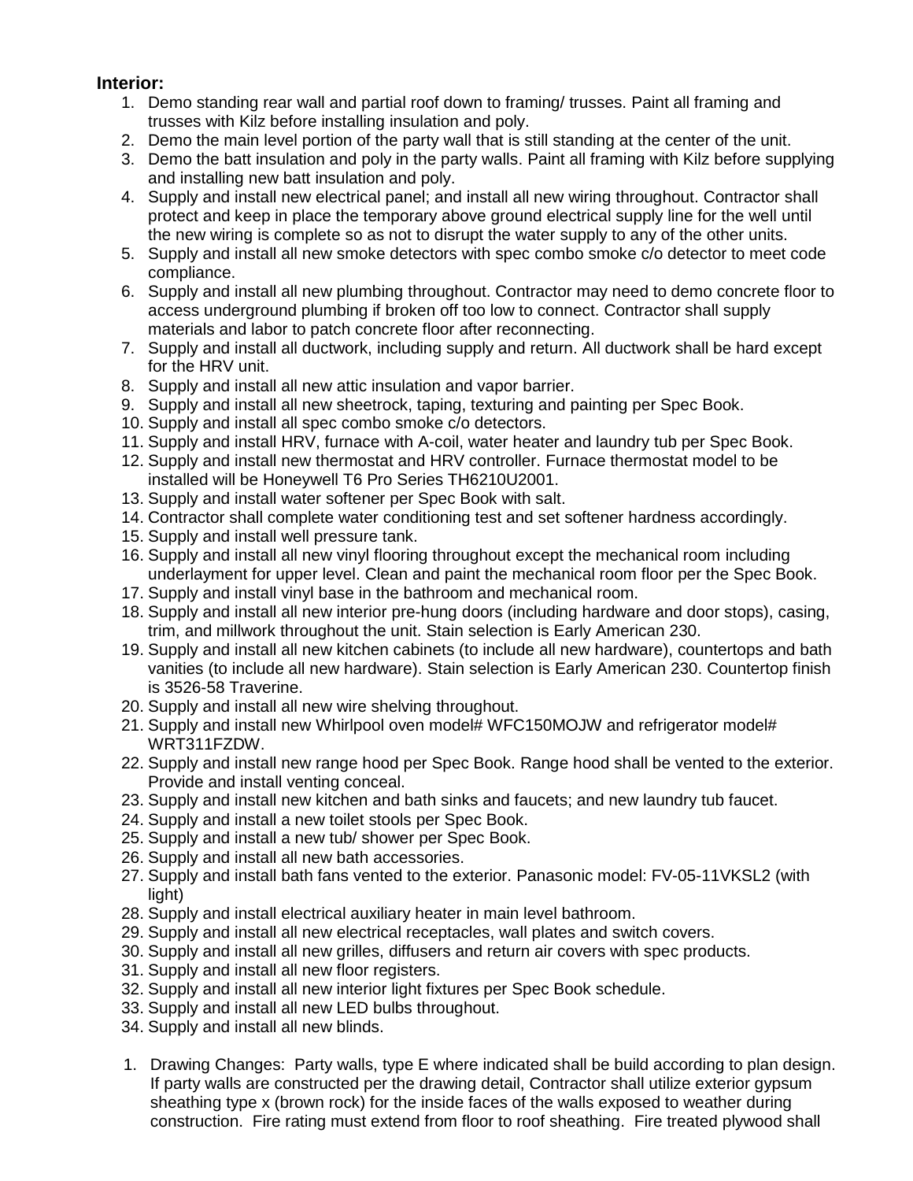**Interior:**

1. Demo standing rear wall and partial roof down to framing/ trusses. Paint all framing and trusses with Kilz before installing insulation and poly.
2. Demo the main level portion of the party wall that is still standing at the center of the unit.
3. Demo the batt insulation and poly in the party walls. Paint all framing with Kilz before supplying and installing new batt insulation and poly.
4. Supply and install new electrical panel; and install all new wiring throughout. Contractor shall protect and keep in place the temporary above ground electrical supply line for the well until the new wiring is complete so as not to disrupt the water supply to any of the other units.
5. Supply and install all new smoke detectors with spec combo smoke c/o detector to meet code compliance.
6. Supply and install all new plumbing throughout. Contractor may need to demo concrete floor to access underground plumbing if broken off too low to connect. Contractor shall supply materials and labor to patch concrete floor after reconnecting.
7. Supply and install all ductwork, including supply and return. All ductwork shall be hard except for the HRV unit.
8. Supply and install all new attic insulation and vapor barrier.
9. Supply and install all new sheetrock, taping, texturing and painting per Spec Book.
10. Supply and install all spec combo smoke c/o detectors.
11. Supply and install HRV, furnace with A-coil, water heater and laundry tub per Spec Book.
12. Supply and install new thermostat and HRV controller. Furnace thermostat model to be installed will be Honeywell T6 Pro Series TH6210U2001.
13. Supply and install water softener per Spec Book with salt.
14. Contractor shall complete water conditioning test and set softener hardness accordingly.
15. Supply and install well pressure tank.
16. Supply and install all new vinyl flooring throughout except the mechanical room including underlayment for upper level. Clean and paint the mechanical room floor per the Spec Book.
17. Supply and install vinyl base in the bathroom and mechanical room.
18. Supply and install all new interior pre-hung doors (including hardware and door stops), casing, trim, and millwork throughout the unit. Stain selection is Early American 230.
19. Supply and install all new kitchen cabinets (to include all new hardware), countertops and bath vanities (to include all new hardware). Stain selection is Early American 230. Countertop finish is 3526-58 Traverine.
20. Supply and install all new wire shelving throughout.
21. Supply and install new Whirlpool oven model# WFC150MOJW and refrigerator model# WRT311FZDW.
22. Supply and install new range hood per Spec Book. Range hood shall be vented to the exterior. Provide and install venting conceal.
23. Supply and install new kitchen and bath sinks and faucets; and new laundry tub faucet.
24. Supply and install a new toilet stools per Spec Book.
25. Supply and install a new tub/ shower per Spec Book.
26. Supply and install all new bath accessories.
27. Supply and install bath fans vented to the exterior. Panasonic model: FV-05-11VKSL2 (with light)
28. Supply and install electrical auxiliary heater in main level bathroom.
29. Supply and install all new electrical receptacles, wall plates and switch covers.
30. Supply and install all new grilles, diffusers and return air covers with spec products.
31. Supply and install all new floor registers.
32. Supply and install all new interior light fixtures per Spec Book schedule.
33. Supply and install all new LED bulbs throughout.
34. Supply and install all new blinds.

1. Drawing Changes: Party walls, type E where indicated shall be build according to plan design. If party walls are constructed per the drawing detail, Contractor shall utilize exterior gypsum sheathing type x (brown rock) for the inside faces of the walls exposed to weather during construction. Fire rating must extend from floor to roof sheathing. Fire treated plywood shall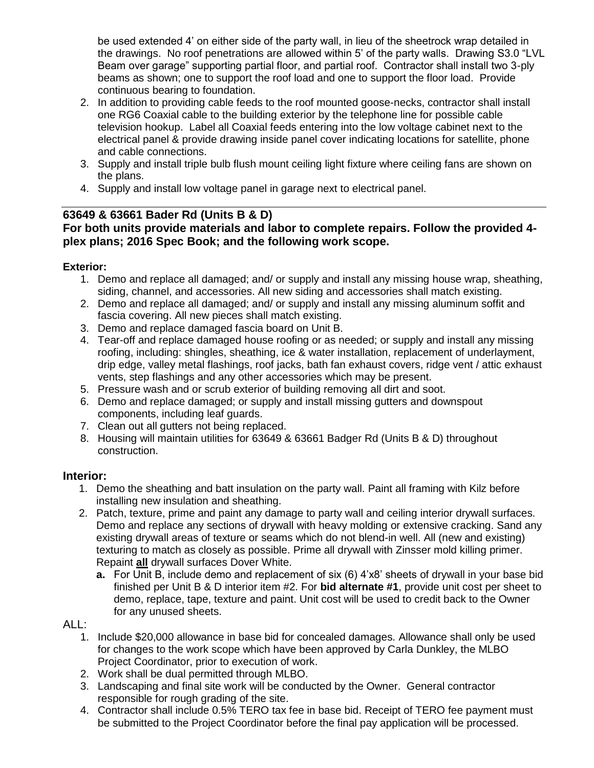be used extended 4' on either side of the party wall, in lieu of the sheetrock wrap detailed in the drawings. No roof penetrations are allowed within 5' of the party walls. Drawing S3.0 "LVL Beam over garage" supporting partial floor, and partial roof. Contractor shall install two 3-ply beams as shown; one to support the roof load and one to support the floor load. Provide continuous bearing to foundation.

2. In addition to providing cable feeds to the roof mounted goose-necks, contractor shall install one RG6 Coaxial cable to the building exterior by the telephone line for possible cable television hookup. Label all Coaxial feeds entering into the low voltage cabinet next to the electrical panel & provide drawing inside panel cover indicating locations for satellite, phone and cable connections.
3. Supply and install triple bulb flush mount ceiling light fixture where ceiling fans are shown on the plans.
4. Supply and install low voltage panel in garage next to electrical panel.

---

**63649 & 63661 Bader Rd (Units B & D)**
**For both units provide materials and labor to complete repairs. Follow the provided 4-plex plans; 2016 Spec Book; and the following work scope.**

**Exterior:**

1. Demo and replace all damaged; and/ or supply and install any missing house wrap, sheathing, siding, channel, and accessories. All new siding and accessories shall match existing.
2. Demo and replace all damaged; and/ or supply and install any missing aluminum soffit and fascia covering. All new pieces shall match existing.
3. Demo and replace damaged fascia board on Unit B.
4. Tear-off and replace damaged house roofing or as needed; or supply and install any missing roofing, including: shingles, sheathing, ice & water installation, replacement of underlayment, drip edge, valley metal flashings, roof jacks, bath fan exhaust covers, ridge vent / attic exhaust vents, step flashings and any other accessories which may be present.
5. Pressure wash and or scrub exterior of building removing all dirt and soot.
6. Demo and replace damaged; or supply and install missing gutters and downspout components, including leaf guards.
7. Clean out all gutters not being replaced.
8. Housing will maintain utilities for 63649 & 63661 Badger Rd (Units B & D) throughout construction.

**Interior:**

1. Demo the sheathing and batt insulation on the party wall. Paint all framing with Kilz before installing new insulation and sheathing.
2. Patch, texture, prime and paint any damage to party wall and ceiling interior drywall surfaces. Demo and replace any sections of drywall with heavy molding or extensive cracking. Sand any existing drywall areas of texture or seams which do not blend-in well. All (new and existing) texturing to match as closely as possible. Prime all drywall with Zinsser mold killing primer. Repaint **all** drywall surfaces Dover White.
   a. For Unit B, include demo and replacement of six (6) 4'x8' sheets of drywall in your base bid finished per Unit B & D interior item #2. For **bid alternate #1**, provide unit cost per sheet to demo, replace, tape, texture and paint. Unit cost will be used to credit back to the Owner for any unused sheets.

ALL:

1. Include $20,000 allowance in base bid for concealed damages. Allowance shall only be used for changes to the work scope which have been approved by Carla Dunkley, the MLBO Project Coordinator, prior to execution of work.
2. Work shall be dual permitted through MLBO.
3. Landscaping and final site work will be conducted by the Owner. General contractor responsible for rough grading of the site.
4. Contractor shall include 0.5% TERO tax fee in base bid. Receipt of TERO fee payment must be submitted to the Project Coordinator before the final pay application will be processed.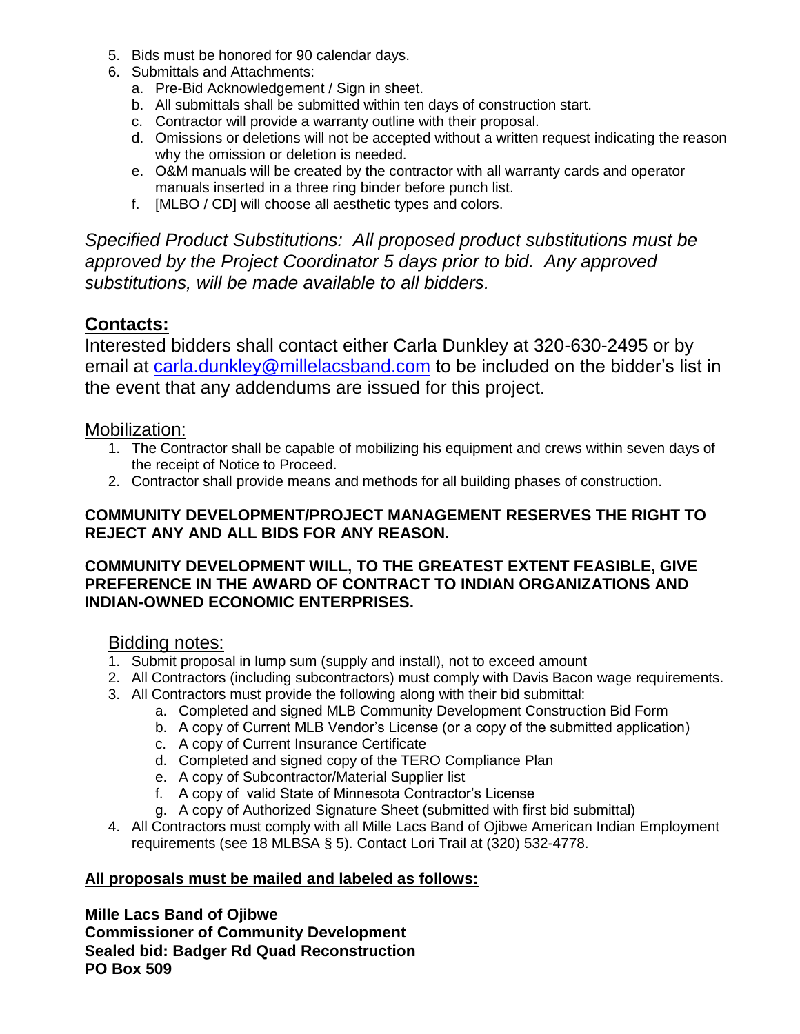5. Bids must be honored for 90 calendar days.
6. Submittals and Attachments:
   a. Pre-Bid Acknowledgement / Sign in sheet.
   b. All submittals shall be submitted within ten days of construction start.
   c. Contractor will provide a warranty outline with their proposal.
   d. Omissions or deletions will not be accepted without a written request indicating the reason why the omission or deletion is needed.
   e. O&M manuals will be created by the contractor with all warranty cards and operator manuals inserted in a three ring binder before punch list.
   f. [MLBO / CD] will choose all aesthetic types and colors.

*Specified Product Substitutions: All proposed product substitutions must be approved by the Project Coordinator 5 days prior to bid. Any approved substitutions, will be made available to all bidders.*

## **Contacts:**

Interested bidders shall contact either Carla Dunkley at 320-630-2495 or by email at carla.dunkley@millelacsband.com to be included on the bidder's list in the event that any addendums are issued for this project.

### Mobilization:

1. The Contractor shall be capable of mobilizing his equipment and crews within seven days of the receipt of Notice to Proceed.
2. Contractor shall provide means and methods for all building phases of construction.

**COMMUNITY DEVELOPMENT/PROJECT MANAGEMENT RESERVES THE RIGHT TO REJECT ANY AND ALL BIDS FOR ANY REASON.**

**COMMUNITY DEVELOPMENT WILL, TO THE GREATEST EXTENT FEASIBLE, GIVE PREFERENCE IN THE AWARD OF CONTRACT TO INDIAN ORGANIZATIONS AND INDIAN-OWNED ECONOMIC ENTERPRISES.**

### Bidding notes:

1. Submit proposal in lump sum (supply and install), not to exceed amount
2. All Contractors (including subcontractors) must comply with Davis Bacon wage requirements.
3. All Contractors must provide the following along with their bid submittal:
   a. Completed and signed MLB Community Development Construction Bid Form
   b. A copy of Current MLB Vendor's License (or a copy of the submitted application)
   c. A copy of Current Insurance Certificate
   d. Completed and signed copy of the TERO Compliance Plan
   e. A copy of Subcontractor/Material Supplier list
   f. A copy of valid State of Minnesota Contractor's License
   g. A copy of Authorized Signature Sheet (submitted with first bid submittal)
4. All Contractors must comply with all Mille Lacs Band of Ojibwe American Indian Employment requirements (see 18 MLBSA § 5). Contact Lori Trail at (320) 532-4778.

**All proposals must be mailed and labeled as follows:**

**Mille Lacs Band of Ojibwe**
**Commissioner of Community Development**
**Sealed bid: Badger Rd Quad Reconstruction**
**PO Box 509**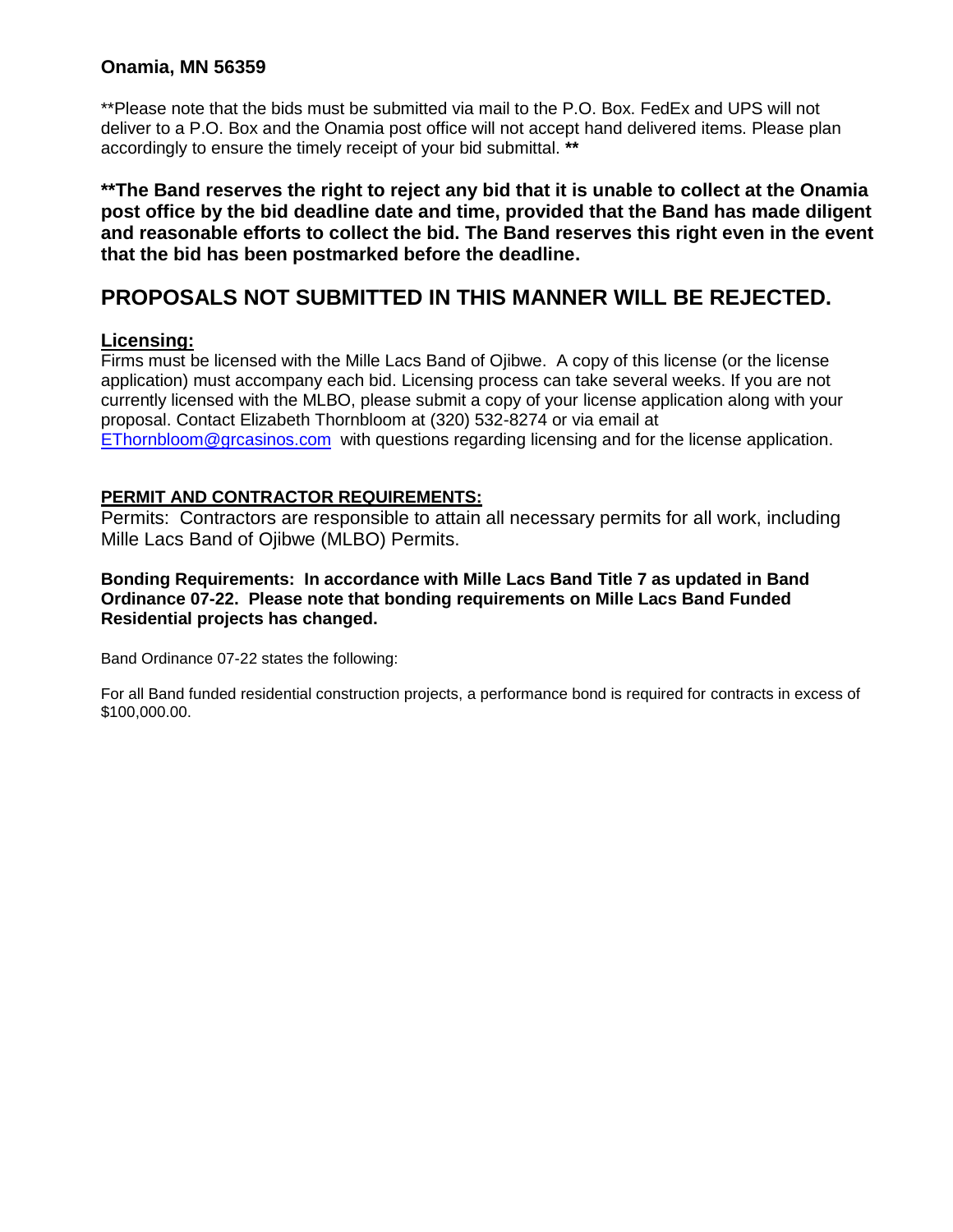**Onamia, MN 56359**

**Please note that the bids must be submitted via mail to the P.O. Box. FedEx and UPS will not deliver to a P.O. Box and the Onamia post office will not accept hand delivered items. Please plan accordingly to ensure the timely receipt of your bid submittal. **

****The Band reserves the right to reject any bid that it is unable to collect at the Onamia post office by the bid deadline date and time, provided that the Band has made diligent and reasonable efforts to collect the bid. The Band reserves this right even in the event that the bid has been postmarked before the deadline.**

## PROPOSALS NOT SUBMITTED IN THIS MANNER WILL BE REJECTED.

**Licensing:**

Firms must be licensed with the Mille Lacs Band of Ojibwe. A copy of this license (or the license application) must accompany each bid. Licensing process can take several weeks. If you are not currently licensed with the MLBO, please submit a copy of your license application along with your proposal. Contact Elizabeth Thornbloom at (320) 532-8274 or via email at EThornbloom@grcasinos.com with questions regarding licensing and for the license application.

**PERMIT AND CONTRACTOR REQUIREMENTS:**

Permits: Contractors are responsible to attain all necessary permits for all work, including Mille Lacs Band of Ojibwe (MLBO) Permits.

**Bonding Requirements: In accordance with Mille Lacs Band Title 7 as updated in Band Ordinance 07-22. Please note that bonding requirements on Mille Lacs Band Funded Residential projects has changed.**

Band Ordinance 07-22 states the following:

For all Band funded residential construction projects, a performance bond is required for contracts in excess of $100,000.00.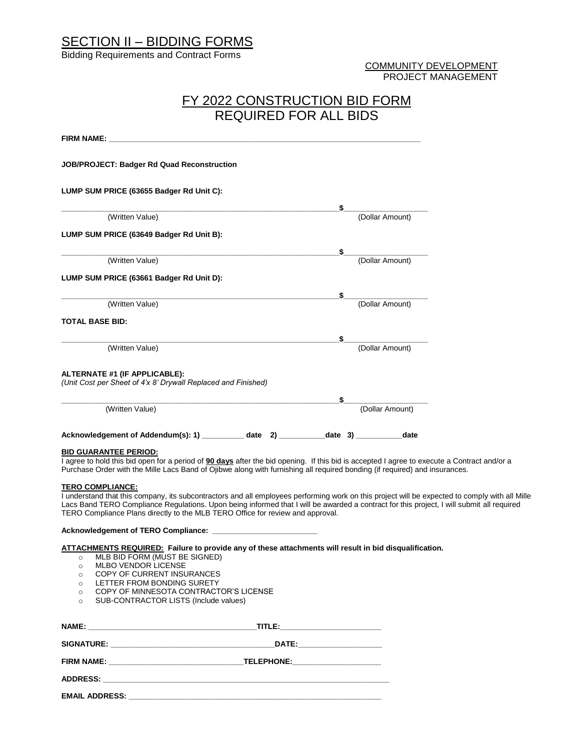# SECTION II – BIDDING FORMS

Bidding Requirements and Contract Forms

COMMUNITY DEVELOPMENT
PROJECT MANAGEMENT

## FY 2022 CONSTRUCTION BID FORM
## REQUIRED FOR ALL BIDS

**FIRM NAME:** ______________________________________________________________________

**JOB/PROJECT: Badger Rd Quad Reconstruction**

**LUMP SUM PRICE (63655 Badger Rd Unit C):**

______________________________________________________________ $__________________
(Written Value) (Dollar Amount)

**LUMP SUM PRICE (63649 Badger Rd Unit B):**

______________________________________________________________ $__________________
(Written Value) (Dollar Amount)

**LUMP SUM PRICE (63661 Badger Rd Unit D):**

______________________________________________________________ $__________________
(Written Value) (Dollar Amount)

**TOTAL BASE BID:**

______________________________________________________________ $__________________
(Written Value) (Dollar Amount)

**ALTERNATE #1 (IF APPLICABLE):**
*(Unit Cost per Sheet of 4'x 8' Drywall Replaced and Finished)*

______________________________________________________________ $__________________
(Written Value) (Dollar Amount)

**Acknowledgement of Addendum(s): 1) __________ date 2) ___________date 3) ___________date**

**BID GUARANTEE PERIOD:**
I agree to hold this bid open for a period of **90 days** after the bid opening. If this bid is accepted I agree to execute a Contract and/or a Purchase Order with the Mille Lacs Band of Ojibwe along with furnishing all required bonding (if required) and insurances.

**TERO COMPLIANCE:**
I understand that this company, its subcontractors and all employees performing work on this project will be expected to comply with all Mille Lacs Band TERO Compliance Regulations. Upon being informed that I will be awarded a contract for this project, I will submit all required TERO Compliance Plans directly to the MLB TERO Office for review and approval.

**Acknowledgement of TERO Compliance: _________________________**

**ATTACHMENTS REQUIRED: Failure to provide any of these attachments will result in bid disqualification.**

- MLB BID FORM (MUST BE SIGNED)
- MLBO VENDOR LICENSE
- COPY OF CURRENT INSURANCES
- LETTER FROM BONDING SURETY
- COPY OF MINNESOTA CONTRACTOR'S LICENSE
- SUB-CONTRACTOR LISTS (Include values)

**NAME:** ________________________________________ **TITLE:** ________________________

**SIGNATURE:** ________________________________________ **DATE:** ____________________

**FIRM NAME:** ________________________________ **TELEPHONE:** _____________________

**ADDRESS:** ______________________________________________________________________

**EMAIL ADDRESS:** _______________________________________________________________